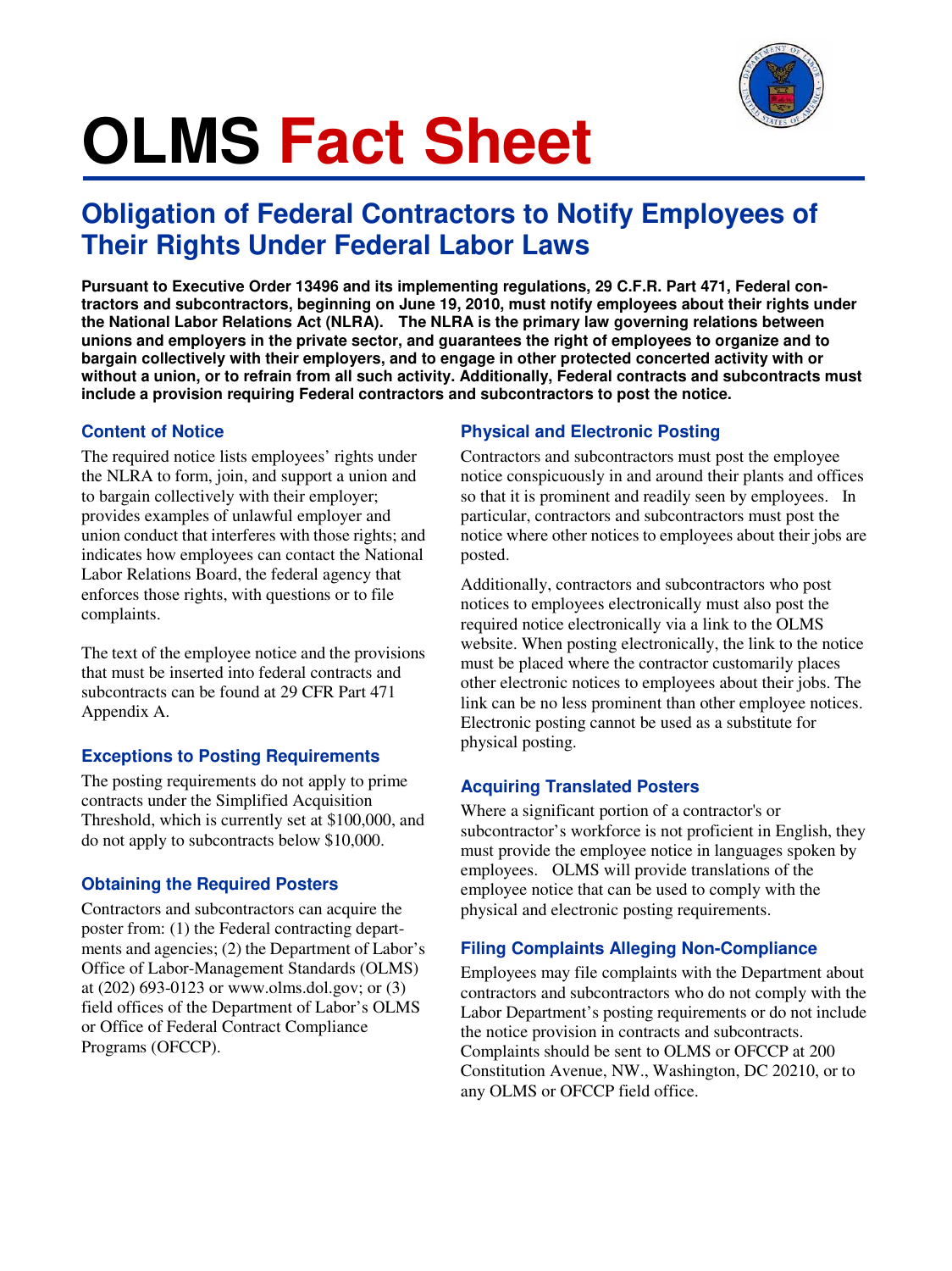# OLMS Fact Sheet

## Obligation of Federal Contractors to Notify Employees of Their Rights Under Federal Labor Laws

**Pursuant to Executive Order 13496 and its implementing regulations, 29 C.F.R. Part 471, Federal contractors and subcontractors, beginning on June 19, 2010, must notify employees about their rights under the National Labor Relations Act (NLRA). The NLRA is the primary law governing relations between unions and employers in the private sector, and guarantees the right of employees to organize and to bargain collectively with their employers, and to engage in other protected concerted activity with or without a union, or to refrain from all such activity. Additionally, Federal contracts and subcontracts must include a provision requiring Federal contractors and subcontractors to post the notice.**

### Content of Notice

The required notice lists employees' rights under the NLRA to form, join, and support a union and to bargain collectively with their employer; provides examples of unlawful employer and union conduct that interferes with those rights; and indicates how employees can contact the National Labor Relations Board, the federal agency that enforces those rights, with questions or to file complaints.

The text of the employee notice and the provisions that must be inserted into federal contracts and subcontracts can be found at 29 CFR Part 471 Appendix A.

### Exceptions to Posting Requirements

The posting requirements do not apply to prime contracts under the Simplified Acquisition Threshold, which is currently set at $100,000, and do not apply to subcontracts below $10,000.

### Obtaining the Required Posters

Contractors and subcontractors can acquire the poster from: (1) the Federal contracting departments and agencies; (2) the Department of Labor's Office of Labor-Management Standards (OLMS) at (202) 693-0123 or www.olms.dol.gov; or (3) field offices of the Department of Labor's OLMS or Office of Federal Contract Compliance Programs (OFCCP).

### Physical and Electronic Posting

Contractors and subcontractors must post the employee notice conspicuously in and around their plants and offices so that it is prominent and readily seen by employees. In particular, contractors and subcontractors must post the notice where other notices to employees about their jobs are posted.

Additionally, contractors and subcontractors who post notices to employees electronically must also post the required notice electronically via a link to the OLMS website. When posting electronically, the link to the notice must be placed where the contractor customarily places other electronic notices to employees about their jobs. The link can be no less prominent than other employee notices. Electronic posting cannot be used as a substitute for physical posting.

### Acquiring Translated Posters

Where a significant portion of a contractor's or subcontractor's workforce is not proficient in English, they must provide the employee notice in languages spoken by employees. OLMS will provide translations of the employee notice that can be used to comply with the physical and electronic posting requirements.

### Filing Complaints Alleging Non-Compliance

Employees may file complaints with the Department about contractors and subcontractors who do not comply with the Labor Department's posting requirements or do not include the notice provision in contracts and subcontracts. Complaints should be sent to OLMS or OFCCP at 200 Constitution Avenue, NW., Washington, DC 20210, or to any OLMS or OFCCP field office.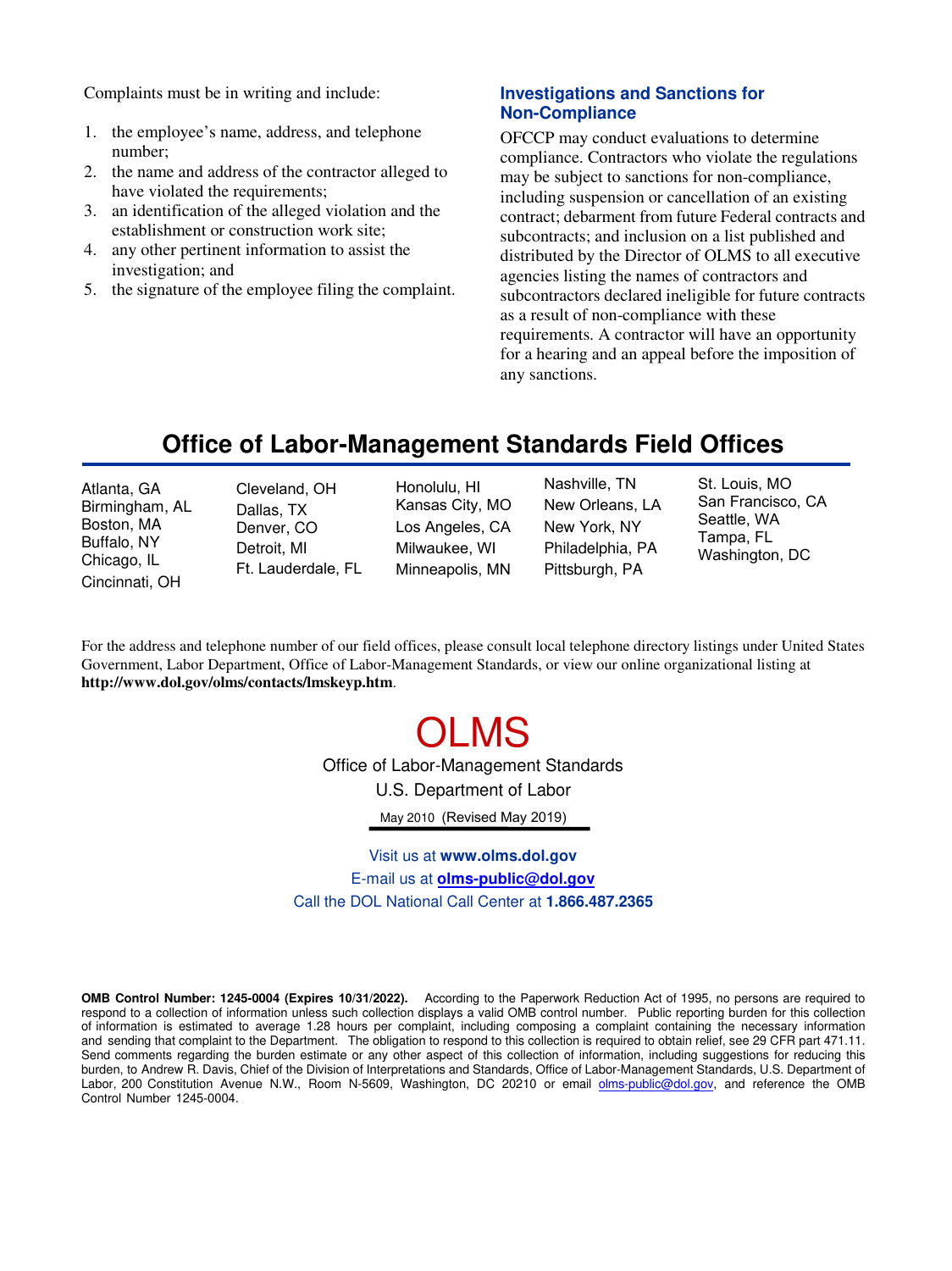Complaints must be in writing and include:

1. the employee's name, address, and telephone number;
2. the name and address of the contractor alleged to have violated the requirements;
3. an identification of the alleged violation and the establishment or construction work site;
4. any other pertinent information to assist the investigation; and
5. the signature of the employee filing the complaint.

### Investigations and Sanctions for Non-Compliance

OFCCP may conduct evaluations to determine compliance. Contractors who violate the regulations may be subject to sanctions for non-compliance, including suspension or cancellation of an existing contract; debarment from future Federal contracts and subcontracts; and inclusion on a list published and distributed by the Director of OLMS to all executive agencies listing the names of contractors and subcontractors declared ineligible for future contracts as a result of non-compliance with these requirements. A contractor will have an opportunity for a hearing and an appeal before the imposition of any sanctions.

## Office of Labor-Management Standards Field Offices

Atlanta, GA
Birmingham, AL
Boston, MA
Buffalo, NY
Chicago, IL
Cincinnati, OH
Cleveland, OH
Dallas, TX
Denver, CO
Detroit, MI
Ft. Lauderdale, FL
Honolulu, HI
Kansas City, MO
Los Angeles, CA
Milwaukee, WI
Minneapolis, MN
Nashville, TN
New Orleans, LA
New York, NY
Philadelphia, PA
Pittsburgh, PA
St. Louis, MO
San Francisco, CA
Seattle, WA
Tampa, FL
Washington, DC

For the address and telephone number of our field offices, please consult local telephone directory listings under United States Government, Labor Department, Office of Labor-Management Standards, or view our online organizational listing at **http://www.dol.gov/olms/contacts/lmskeyp.htm**.

# OLMS

Office of Labor-Management Standards
U.S. Department of Labor
May 2010 (Revised May 2019)

Visit us at **www.olms.dol.gov**
E-mail us at **olms-public@dol.gov**
Call the DOL National Call Center at **1.866.487.2365**

**OMB Control Number: 1245-0004 (Expires 10/31/2022).** According to the Paperwork Reduction Act of 1995, no persons are required to respond to a collection of information unless such collection displays a valid OMB control number. Public reporting burden for this collection of information is estimated to average 1.28 hours per complaint, including composing a complaint containing the necessary information and sending that complaint to the Department. The obligation to respond to this collection is required to obtain relief, see 29 CFR part 471.11. Send comments regarding the burden estimate or any other aspect of this collection of information, including suggestions for reducing this burden, to Andrew R. Davis, Chief of the Division of Interpretations and Standards, Office of Labor-Management Standards, U.S. Department of Labor, 200 Constitution Avenue N.W., Room N-5609, Washington, DC 20210 or email olms-public@dol.gov, and reference the OMB Control Number 1245-0004.